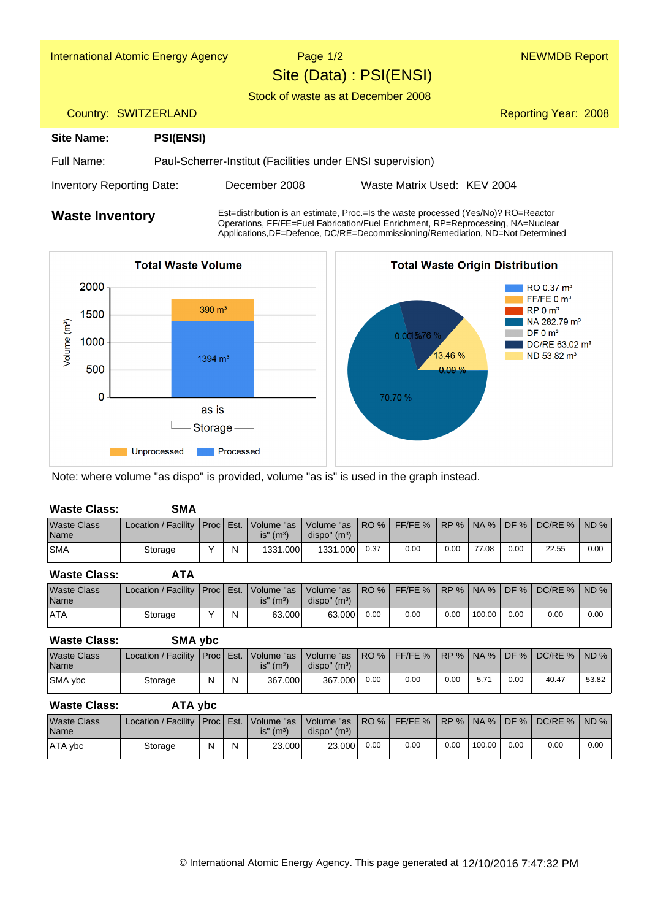International Atomic Energy Agency

NEWMDB Report

# Site (Data) : PSI(ENSI)

Stock of waste as at December 2008

Country: SWITZERLAND

Reporting Year: 2008

**Site Name:** **PSI(ENSI)**

Full Name: Paul-Scherrer-Institut (Facilities under ENSI supervision)

Inventory Reporting Date: December 2008

Waste Matrix Used: KEV 2004

## Waste Inventory

Est=distribution is an estimate, Proc.=Is the waste processed (Yes/No)? RO=Reactor Operations, FF/FE=Fuel Fabrication/Fuel Enrichment, RP=Reprocessing, NA=Nuclear Applications,DF=Defence, DC/RE=Decommissioning/Remediation, ND=Not Determined

**Total Waste Volume**

Volume (m³)

2000
1500
1000
500
0

390 m³
1394 m³

as is
Storage

Unprocessed
Processed

**Total Waste Origin Distribution**

RO 0.37 m³
FF/FE 0 m³
RP 0 m³
NA 282.79 m³
DF 0 m³
DC/RE 63.02 m³
ND 53.82 m³

0.00 %
15.76 %
13.46 %
0.09 %
70.70 %

Note: where volume "as dispo" is provided, volume "as is" is used in the graph instead.

**Waste Class:** **SMA**

| Waste Class Name | Location / Facility | Proc | Est. | Volume "as is" (m³) | Volume "as dispo" (m³) | RO % | FF/FE % | RP % | NA % | DF % | DC/RE % | ND % |
|---|---|---|---|---|---|---|---|---|---|---|---|---|
| SMA | Storage | Y | N | 1331.000 | 1331.000 | 0.37 | 0.00 | 0.00 | 77.08 | 0.00 | 22.55 | 0.00 |

**Waste Class:** **ATA**

| Waste Class Name | Location / Facility | Proc | Est. | Volume "as is" (m³) | Volume "as dispo" (m³) | RO % | FF/FE % | RP % | NA % | DF % | DC/RE % | ND % |
|---|---|---|---|---|---|---|---|---|---|---|---|---|
| ATA | Storage | Y | N | 63.000 | 63.000 | 0.00 | 0.00 | 0.00 | 100.00 | 0.00 | 0.00 | 0.00 |

**Waste Class:** **SMA ybc**

| Waste Class Name | Location / Facility | Proc | Est. | Volume "as is" (m³) | Volume "as dispo" (m³) | RO % | FF/FE % | RP % | NA % | DF % | DC/RE % | ND % |
|---|---|---|---|---|---|---|---|---|---|---|---|---|
| SMA ybc | Storage | N | N | 367.000 | 367.000 | 0.00 | 0.00 | 0.00 | 5.71 | 0.00 | 40.47 | 53.82 |

**Waste Class:** **ATA ybc**

| Waste Class Name | Location / Facility | Proc | Est. | Volume "as is" (m³) | Volume "as dispo" (m³) | RO % | FF/FE % | RP % | NA % | DF % | DC/RE % | ND % |
|---|---|---|---|---|---|---|---|---|---|---|---|---|
| ATA ybc | Storage | N | N | 23.000 | 23.000 | 0.00 | 0.00 | 0.00 | 100.00 | 0.00 | 0.00 | 0.00 |

© International Atomic Energy Agency. This page generated at 12/10/2016 7:47:32 PM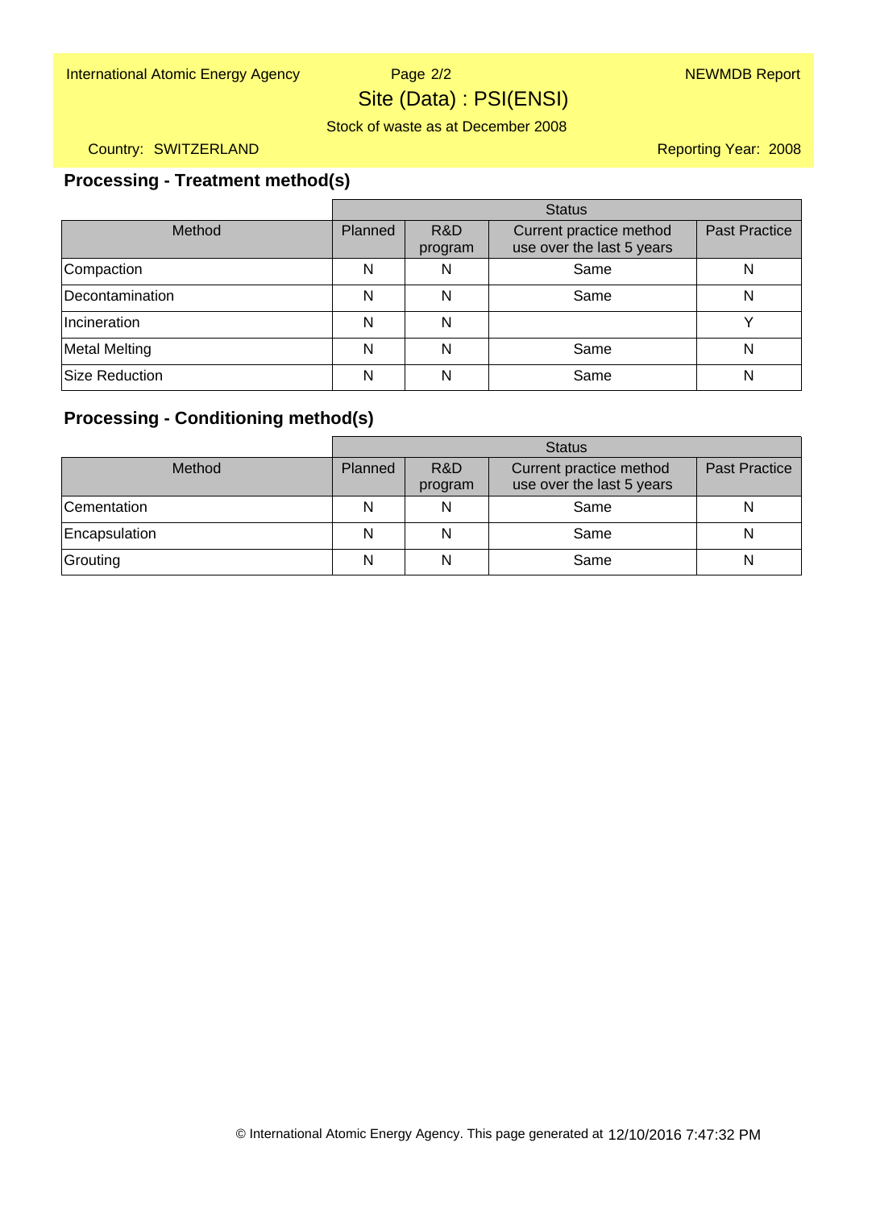Site (Data) : PSI(ENSI)

Stock of waste as at December 2008

Country: SWITZERLAND

Reporting Year: 2008

## Processing - Treatment method(s)

| | Status | | | |
|---|---|---|---|---|
| Method | Planned | R&D program | Current practice method use over the last 5 years | Past Practice |
| Compaction | N | N | Same | N |
| Decontamination | N | N | Same | N |
| Incineration | N | N | | Y |
| Metal Melting | N | N | Same | N |
| Size Reduction | N | N | Same | N |

## Processing - Conditioning method(s)

| | Status | | | |
|---|---|---|---|---|
| Method | Planned | R&D program | Current practice method use over the last 5 years | Past Practice |
| Cementation | N | N | Same | N |
| Encapsulation | N | N | Same | N |
| Grouting | N | N | Same | N |

© International Atomic Energy Agency. This page generated at 12/10/2016 7:47:32 PM